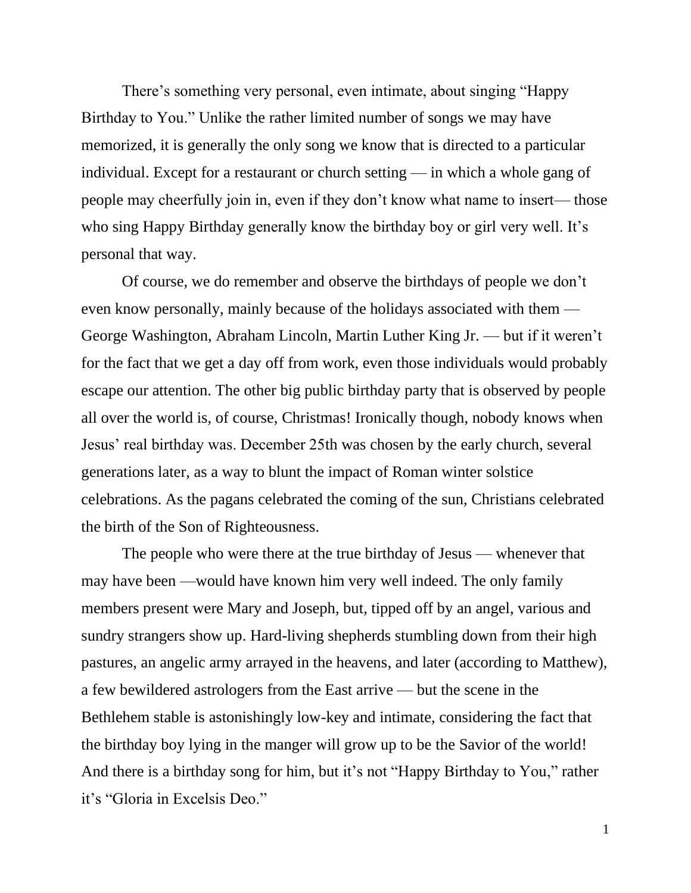There's something very personal, even intimate, about singing "Happy Birthday to You." Unlike the rather limited number of songs we may have memorized, it is generally the only song we know that is directed to a particular individual. Except for a restaurant or church setting — in which a whole gang of people may cheerfully join in, even if they don't know what name to insert— those who sing Happy Birthday generally know the birthday boy or girl very well. It's personal that way.

Of course, we do remember and observe the birthdays of people we don't even know personally, mainly because of the holidays associated with them — George Washington, Abraham Lincoln, Martin Luther King Jr. — but if it weren't for the fact that we get a day off from work, even those individuals would probably escape our attention. The other big public birthday party that is observed by people all over the world is, of course, Christmas! Ironically though, nobody knows when Jesus' real birthday was. December 25th was chosen by the early church, several generations later, as a way to blunt the impact of Roman winter solstice celebrations. As the pagans celebrated the coming of the sun, Christians celebrated the birth of the Son of Righteousness.

The people who were there at the true birthday of Jesus — whenever that may have been —would have known him very well indeed. The only family members present were Mary and Joseph, but, tipped off by an angel, various and sundry strangers show up. Hard-living shepherds stumbling down from their high pastures, an angelic army arrayed in the heavens, and later (according to Matthew), a few bewildered astrologers from the East arrive — but the scene in the Bethlehem stable is astonishingly low-key and intimate, considering the fact that the birthday boy lying in the manger will grow up to be the Savior of the world! And there is a birthday song for him, but it's not "Happy Birthday to You," rather it's "Gloria in Excelsis Deo."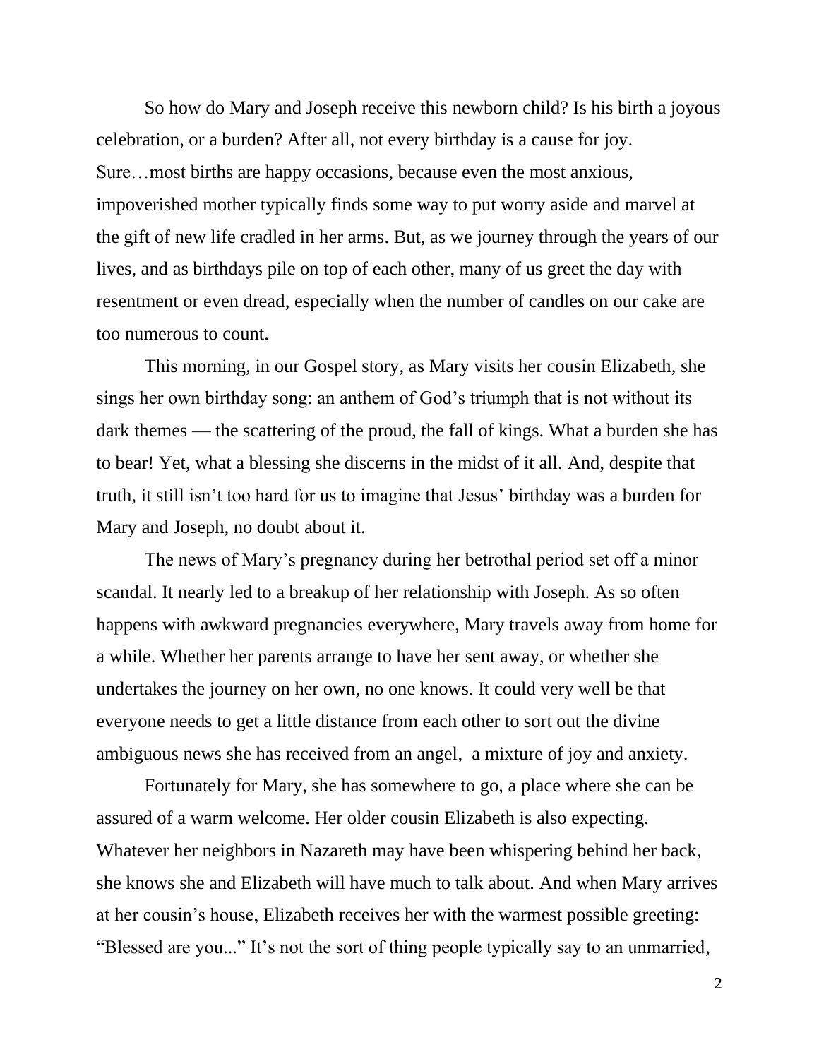So how do Mary and Joseph receive this newborn child? Is his birth a joyous celebration, or a burden? After all, not every birthday is a cause for joy. Sure…most births are happy occasions, because even the most anxious, impoverished mother typically finds some way to put worry aside and marvel at the gift of new life cradled in her arms. But, as we journey through the years of our lives, and as birthdays pile on top of each other, many of us greet the day with resentment or even dread, especially when the number of candles on our cake are too numerous to count.

This morning, in our Gospel story, as Mary visits her cousin Elizabeth, she sings her own birthday song: an anthem of God's triumph that is not without its dark themes — the scattering of the proud, the fall of kings. What a burden she has to bear! Yet, what a blessing she discerns in the midst of it all. And, despite that truth, it still isn't too hard for us to imagine that Jesus' birthday was a burden for Mary and Joseph, no doubt about it.

The news of Mary's pregnancy during her betrothal period set off a minor scandal. It nearly led to a breakup of her relationship with Joseph. As so often happens with awkward pregnancies everywhere, Mary travels away from home for a while. Whether her parents arrange to have her sent away, or whether she undertakes the journey on her own, no one knows. It could very well be that everyone needs to get a little distance from each other to sort out the divine ambiguous news she has received from an angel, a mixture of joy and anxiety.

Fortunately for Mary, she has somewhere to go, a place where she can be assured of a warm welcome. Her older cousin Elizabeth is also expecting. Whatever her neighbors in Nazareth may have been whispering behind her back, she knows she and Elizabeth will have much to talk about. And when Mary arrives at her cousin's house, Elizabeth receives her with the warmest possible greeting: "Blessed are you..." It's not the sort of thing people typically say to an unmarried,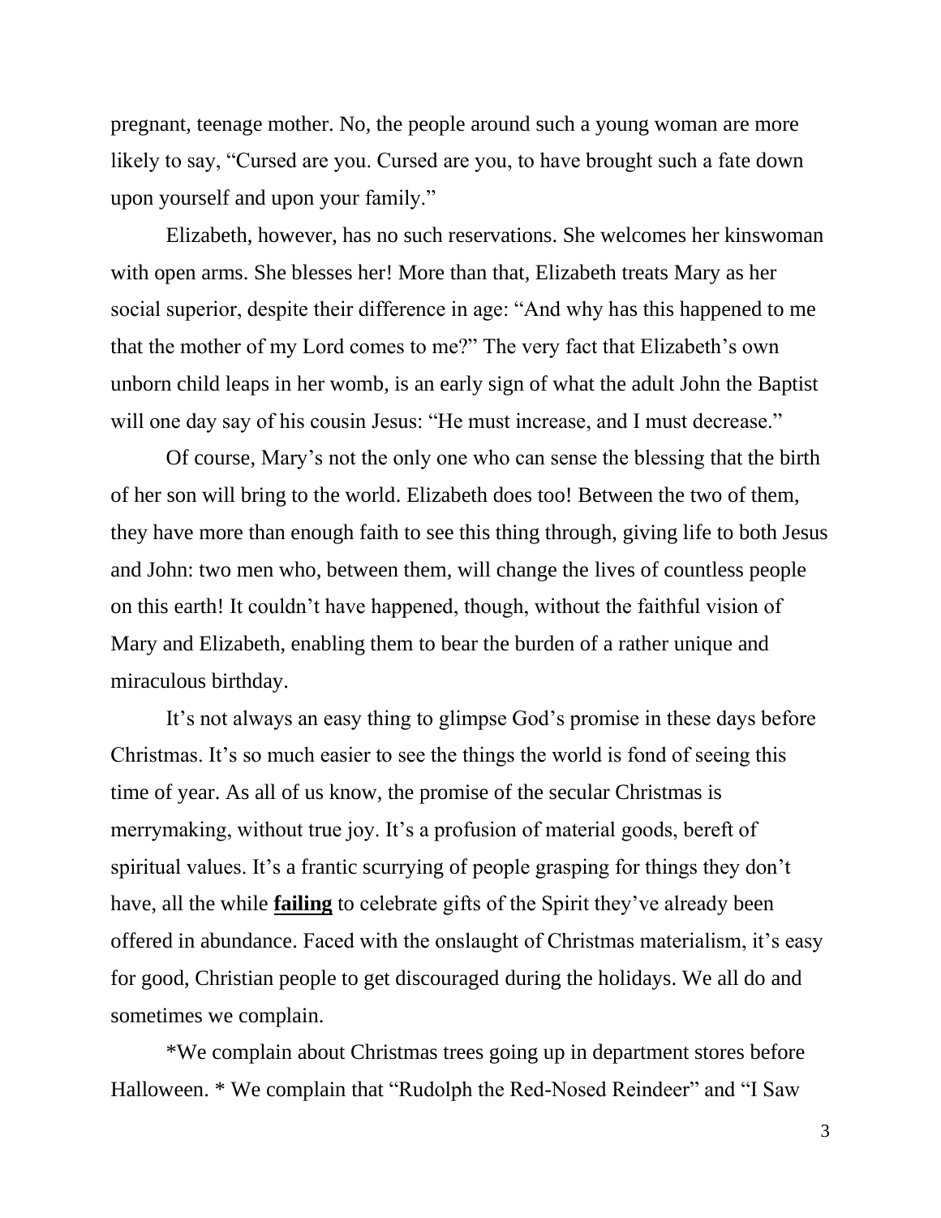pregnant, teenage mother. No, the people around such a young woman are more likely to say, "Cursed are you. Cursed are you, to have brought such a fate down upon yourself and upon your family."

Elizabeth, however, has no such reservations. She welcomes her kinswoman with open arms. She blesses her! More than that, Elizabeth treats Mary as her social superior, despite their difference in age: "And why has this happened to me that the mother of my Lord comes to me?" The very fact that Elizabeth's own unborn child leaps in her womb, is an early sign of what the adult John the Baptist will one day say of his cousin Jesus: "He must increase, and I must decrease."

Of course, Mary's not the only one who can sense the blessing that the birth of her son will bring to the world. Elizabeth does too! Between the two of them, they have more than enough faith to see this thing through, giving life to both Jesus and John: two men who, between them, will change the lives of countless people on this earth! It couldn't have happened, though, without the faithful vision of Mary and Elizabeth, enabling them to bear the burden of a rather unique and miraculous birthday.

It's not always an easy thing to glimpse God's promise in these days before Christmas. It's so much easier to see the things the world is fond of seeing this time of year. As all of us know, the promise of the secular Christmas is merrymaking, without true joy. It's a profusion of material goods, bereft of spiritual values. It's a frantic scurrying of people grasping for things they don't have, all the while <u>**failing**</u> to celebrate gifts of the Spirit they've already been offered in abundance. Faced with the onslaught of Christmas materialism, it's easy for good, Christian people to get discouraged during the holidays. We all do and sometimes we complain.

*We complain about Christmas trees going up in department stores before Halloween. * We complain that "Rudolph the Red-Nosed Reindeer" and "I Saw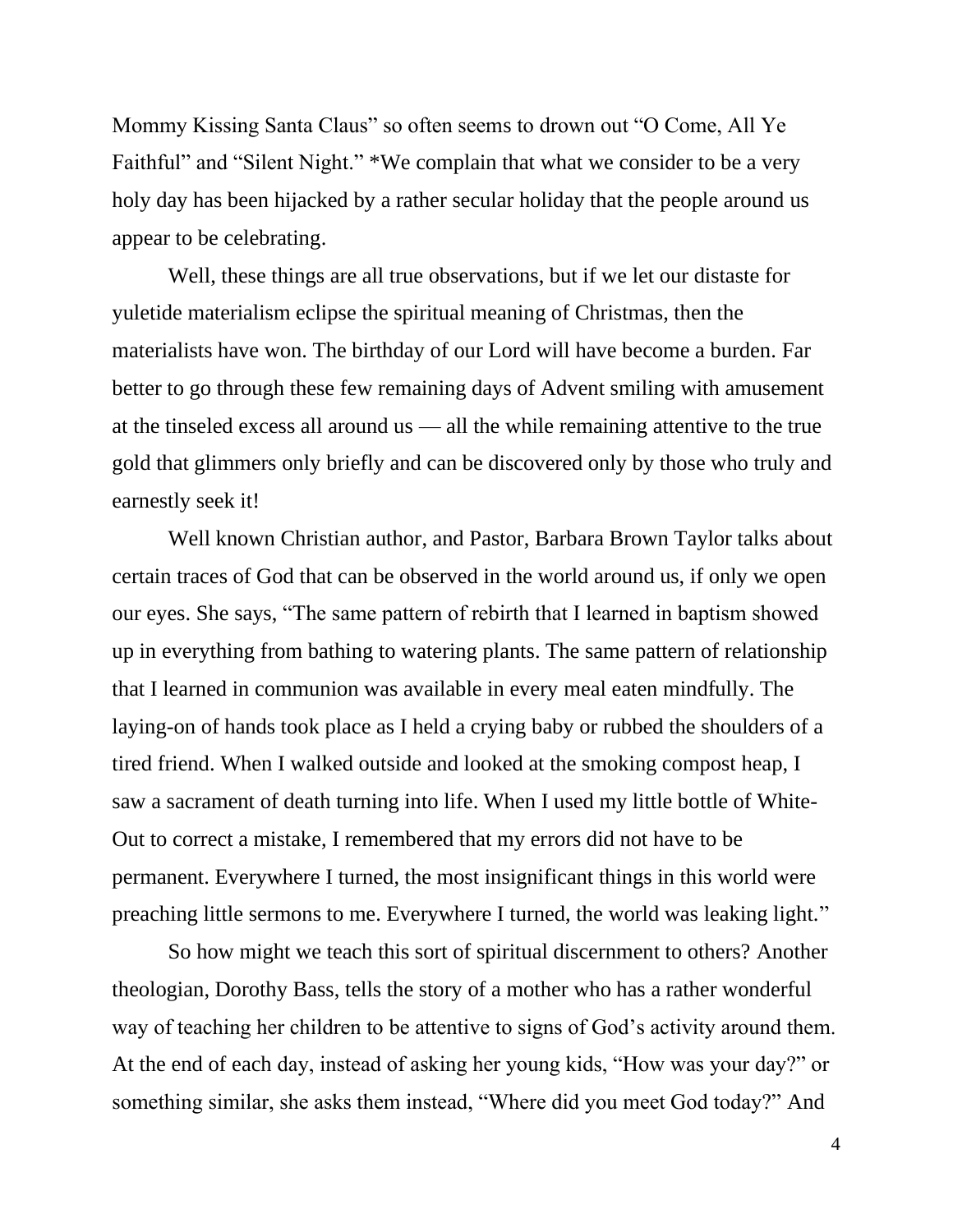Mommy Kissing Santa Claus" so often seems to drown out "O Come, All Ye Faithful" and "Silent Night." *We complain that what we consider to be a very holy day has been hijacked by a rather secular holiday that the people around us appear to be celebrating.

Well, these things are all true observations, but if we let our distaste for yuletide materialism eclipse the spiritual meaning of Christmas, then the materialists have won. The birthday of our Lord will have become a burden. Far better to go through these few remaining days of Advent smiling with amusement at the tinseled excess all around us — all the while remaining attentive to the true gold that glimmers only briefly and can be discovered only by those who truly and earnestly seek it!

Well known Christian author, and Pastor, Barbara Brown Taylor talks about certain traces of God that can be observed in the world around us, if only we open our eyes. She says, "The same pattern of rebirth that I learned in baptism showed up in everything from bathing to watering plants. The same pattern of relationship that I learned in communion was available in every meal eaten mindfully. The laying-on of hands took place as I held a crying baby or rubbed the shoulders of a tired friend. When I walked outside and looked at the smoking compost heap, I saw a sacrament of death turning into life. When I used my little bottle of White-Out to correct a mistake, I remembered that my errors did not have to be permanent. Everywhere I turned, the most insignificant things in this world were preaching little sermons to me. Everywhere I turned, the world was leaking light."

So how might we teach this sort of spiritual discernment to others? Another theologian, Dorothy Bass, tells the story of a mother who has a rather wonderful way of teaching her children to be attentive to signs of God's activity around them. At the end of each day, instead of asking her young kids, "How was your day?" or something similar, she asks them instead, "Where did you meet God today?" And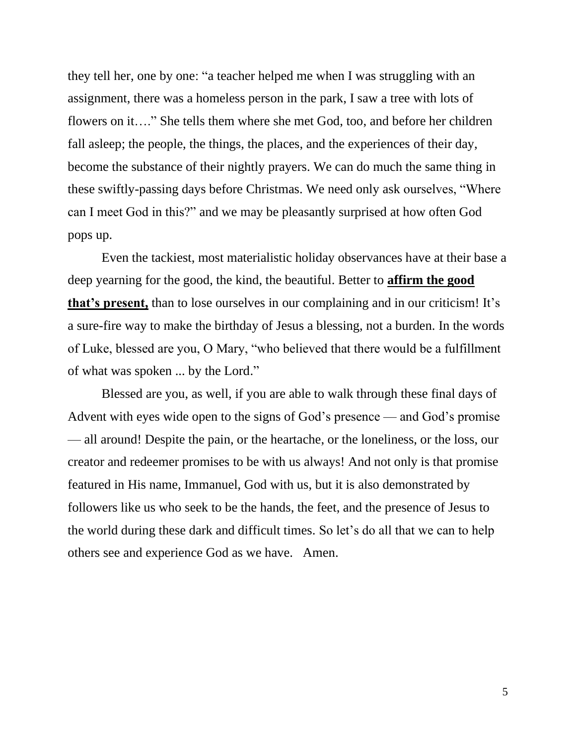they tell her, one by one: "a teacher helped me when I was struggling with an assignment, there was a homeless person in the park, I saw a tree with lots of flowers on it…." She tells them where she met God, too, and before her children fall asleep; the people, the things, the places, and the experiences of their day, become the substance of their nightly prayers. We can do much the same thing in these swiftly-passing days before Christmas. We need only ask ourselves, "Where can I meet God in this?" and we may be pleasantly surprised at how often God pops up.

Even the tackiest, most materialistic holiday observances have at their base a deep yearning for the good, the kind, the beautiful. Better to <u>**affirm the good that's present,**</u> than to lose ourselves in our complaining and in our criticism! It's a sure-fire way to make the birthday of Jesus a blessing, not a burden. In the words of Luke, blessed are you, O Mary, "who believed that there would be a fulfillment of what was spoken ... by the Lord."

Blessed are you, as well, if you are able to walk through these final days of Advent with eyes wide open to the signs of God's presence — and God's promise — all around! Despite the pain, or the heartache, or the loneliness, or the loss, our creator and redeemer promises to be with us always! And not only is that promise featured in His name, Immanuel, God with us, but it is also demonstrated by followers like us who seek to be the hands, the feet, and the presence of Jesus to the world during these dark and difficult times. So let's do all that we can to help others see and experience God as we have. Amen.